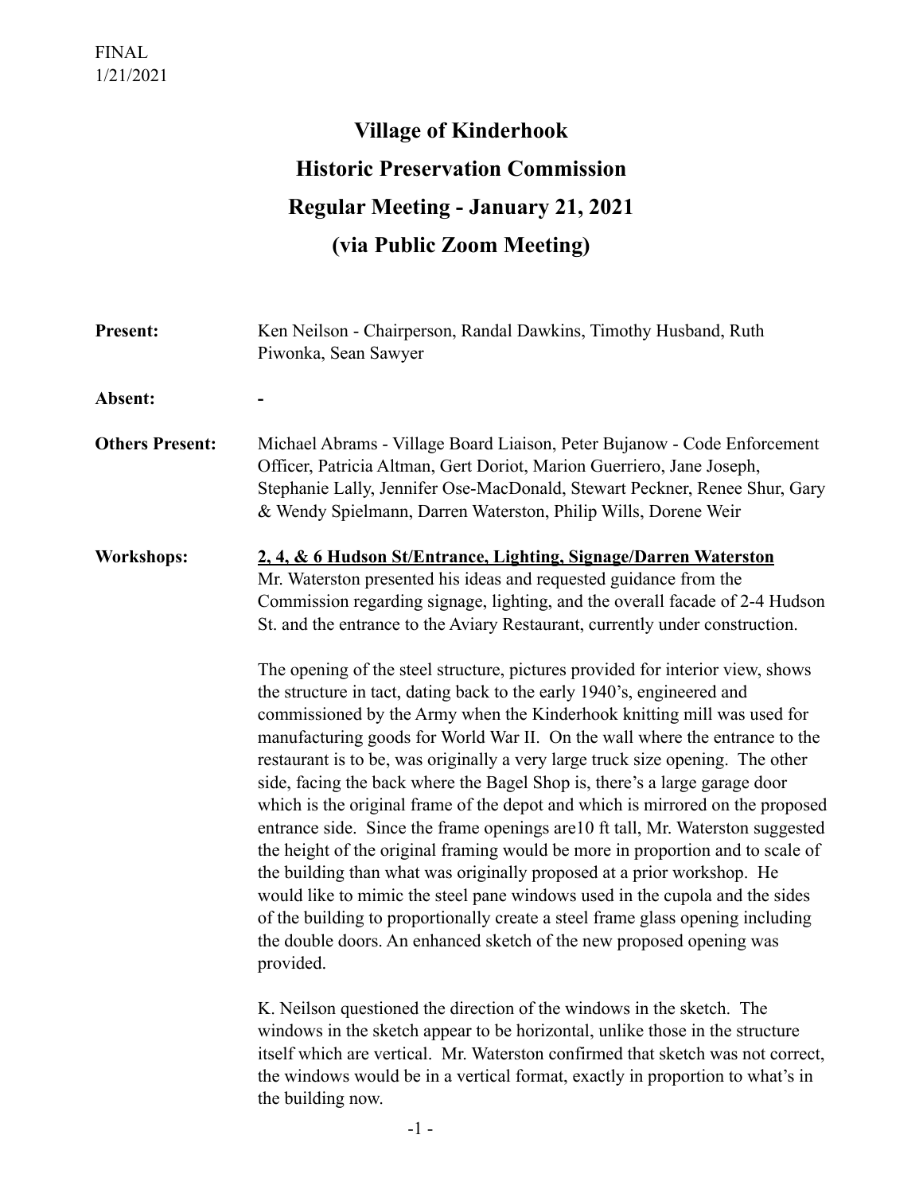FINAL
1/21/2021

# Village of Kinderhook
# Historic Preservation Commission
# Regular Meeting - January 21, 2021
# (via Public Zoom Meeting)

**Present:** Ken Neilson - Chairperson, Randal Dawkins, Timothy Husband, Ruth Piwonka, Sean Sawyer

**Absent:** -

**Others Present:** Michael Abrams - Village Board Liaison, Peter Bujanow - Code Enforcement Officer, Patricia Altman, Gert Doriot, Marion Guerriero, Jane Joseph, Stephanie Lally, Jennifer Ose-MacDonald, Stewart Peckner, Renee Shur, Gary & Wendy Spielmann, Darren Waterston, Philip Wills, Dorene Weir

**Workshops:** **2, 4, & 6 Hudson St/Entrance, Lighting, Signage/Darren Waterston**

Mr. Waterston presented his ideas and requested guidance from the Commission regarding signage, lighting, and the overall facade of 2-4 Hudson St. and the entrance to the Aviary Restaurant, currently under construction.

The opening of the steel structure, pictures provided for interior view, shows the structure in tact, dating back to the early 1940's, engineered and commissioned by the Army when the Kinderhook knitting mill was used for manufacturing goods for World War II. On the wall where the entrance to the restaurant is to be, was originally a very large truck size opening. The other side, facing the back where the Bagel Shop is, there's a large garage door which is the original frame of the depot and which is mirrored on the proposed entrance side. Since the frame openings are10 ft tall, Mr. Waterston suggested the height of the original framing would be more in proportion and to scale of the building than what was originally proposed at a prior workshop. He would like to mimic the steel pane windows used in the cupola and the sides of the building to proportionally create a steel frame glass opening including the double doors. An enhanced sketch of the new proposed opening was provided.

K. Neilson questioned the direction of the windows in the sketch. The windows in the sketch appear to be horizontal, unlike those in the structure itself which are vertical. Mr. Waterston confirmed that sketch was not correct, the windows would be in a vertical format, exactly in proportion to what's in the building now.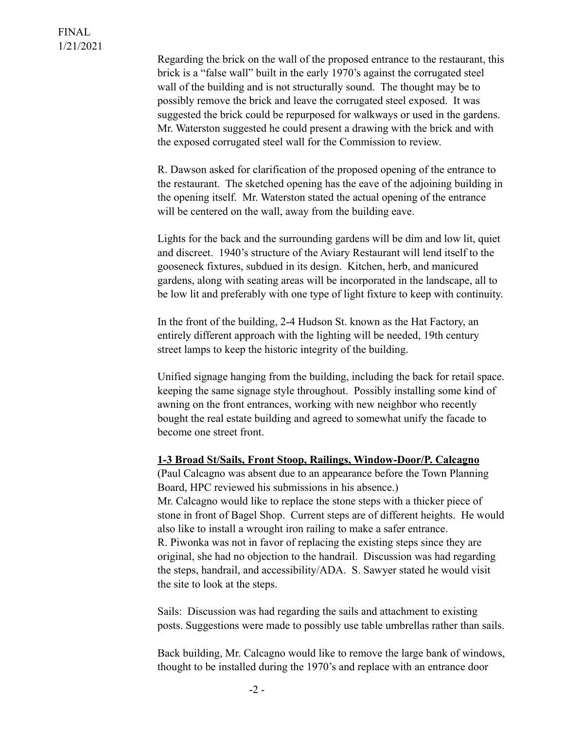Regarding the brick on the wall of the proposed entrance to the restaurant, this brick is a "false wall" built in the early 1970's against the corrugated steel wall of the building and is not structurally sound. The thought may be to possibly remove the brick and leave the corrugated steel exposed. It was suggested the brick could be repurposed for walkways or used in the gardens. Mr. Waterston suggested he could present a drawing with the brick and with the exposed corrugated steel wall for the Commission to review.

R. Dawson asked for clarification of the proposed opening of the entrance to the restaurant. The sketched opening has the eave of the adjoining building in the opening itself. Mr. Waterston stated the actual opening of the entrance will be centered on the wall, away from the building eave.

Lights for the back and the surrounding gardens will be dim and low lit, quiet and discreet. 1940's structure of the Aviary Restaurant will lend itself to the gooseneck fixtures, subdued in its design. Kitchen, herb, and manicured gardens, along with seating areas will be incorporated in the landscape, all to be low lit and preferably with one type of light fixture to keep with continuity.

In the front of the building, 2-4 Hudson St. known as the Hat Factory, an entirely different approach with the lighting will be needed, 19th century street lamps to keep the historic integrity of the building.

Unified signage hanging from the building, including the back for retail space. keeping the same signage style throughout. Possibly installing some kind of awning on the front entrances, working with new neighbor who recently bought the real estate building and agreed to somewhat unify the facade to become one street front.

**1-3 Broad St/Sails, Front Stoop, Railings, Window-Door/P. Calcagno**

(Paul Calcagno was absent due to an appearance before the Town Planning Board, HPC reviewed his submissions in his absence.)
Mr. Calcagno would like to replace the stone steps with a thicker piece of stone in front of Bagel Shop. Current steps are of different heights. He would also like to install a wrought iron railing to make a safer entrance.
R. Piwonka was not in favor of replacing the existing steps since they are original, she had no objection to the handrail. Discussion was had regarding the steps, handrail, and accessibility/ADA. S. Sawyer stated he would visit the site to look at the steps.

Sails: Discussion was had regarding the sails and attachment to existing posts. Suggestions were made to possibly use table umbrellas rather than sails.

Back building, Mr. Calcagno would like to remove the large bank of windows, thought to be installed during the 1970's and replace with an entrance door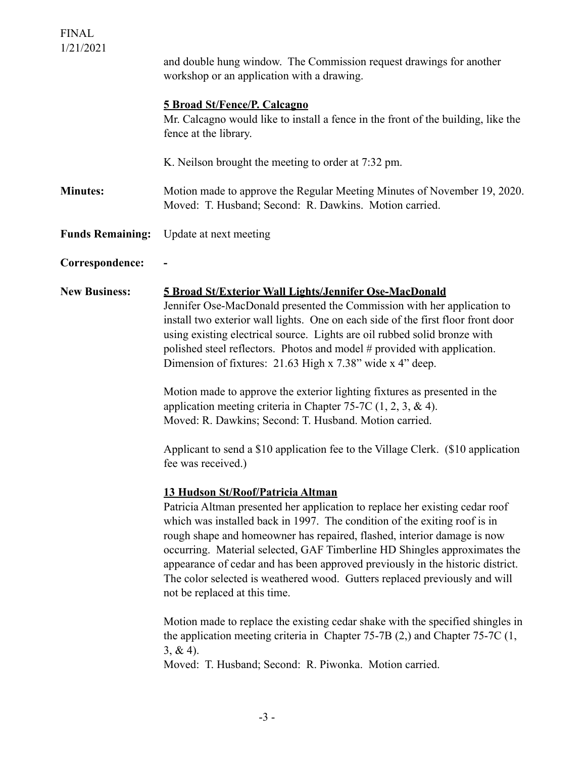and double hung window. The Commission request drawings for another workshop or an application with a drawing.

**5 Broad St/Fence/P. Calcagno**

Mr. Calcagno would like to install a fence in the front of the building, like the fence at the library.

K. Neilson brought the meeting to order at 7:32 pm.

**Minutes:** Motion made to approve the Regular Meeting Minutes of November 19, 2020. Moved: T. Husband; Second: R. Dawkins. Motion carried.

**Funds Remaining:** Update at next meeting

**Correspondence:** -

**New Business:**

**5 Broad St/Exterior Wall Lights/Jennifer Ose-MacDonald**

Jennifer Ose-MacDonald presented the Commission with her application to install two exterior wall lights. One on each side of the first floor front door using existing electrical source. Lights are oil rubbed solid bronze with polished steel reflectors. Photos and model # provided with application. Dimension of fixtures: 21.63 High x 7.38" wide x 4" deep.

Motion made to approve the exterior lighting fixtures as presented in the application meeting criteria in Chapter 75-7C (1, 2, 3, & 4). Moved: R. Dawkins; Second: T. Husband. Motion carried.

Applicant to send a $10 application fee to the Village Clerk. ($10 application fee was received.)

**13 Hudson St/Roof/Patricia Altman**

Patricia Altman presented her application to replace her existing cedar roof which was installed back in 1997. The condition of the exiting roof is in rough shape and homeowner has repaired, flashed, interior damage is now occurring. Material selected, GAF Timberline HD Shingles approximates the appearance of cedar and has been approved previously in the historic district. The color selected is weathered wood. Gutters replaced previously and will not be replaced at this time.

Motion made to replace the existing cedar shake with the specified shingles in the application meeting criteria in Chapter 75-7B (2,) and Chapter 75-7C (1, 3, & 4).
Moved: T. Husband; Second: R. Piwonka. Motion carried.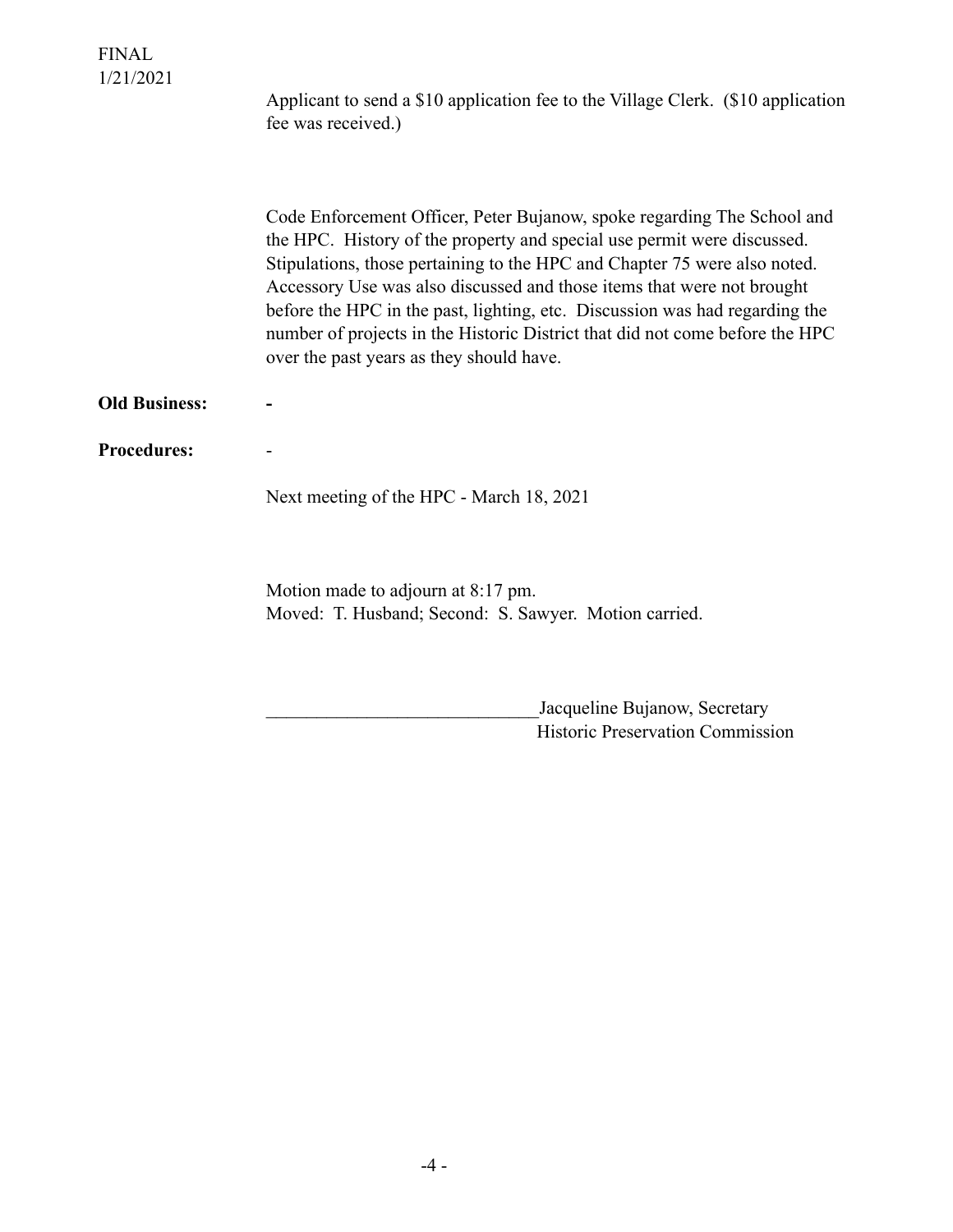Applicant to send a $10 application fee to the Village Clerk. ($10 application fee was received.)

Code Enforcement Officer, Peter Bujanow, spoke regarding The School and the HPC. History of the property and special use permit were discussed. Stipulations, those pertaining to the HPC and Chapter 75 were also noted. Accessory Use was also discussed and those items that were not brought before the HPC in the past, lighting, etc. Discussion was had regarding the number of projects in the Historic District that did not come before the HPC over the past years as they should have.

**Old Business:** -

**Procedures:** -

Next meeting of the HPC - March 18, 2021

Motion made to adjourn at 8:17 pm.
Moved: T. Husband; Second: S. Sawyer. Motion carried.

_____________________________Jacqueline Bujanow, Secretary
Historic Preservation Commission